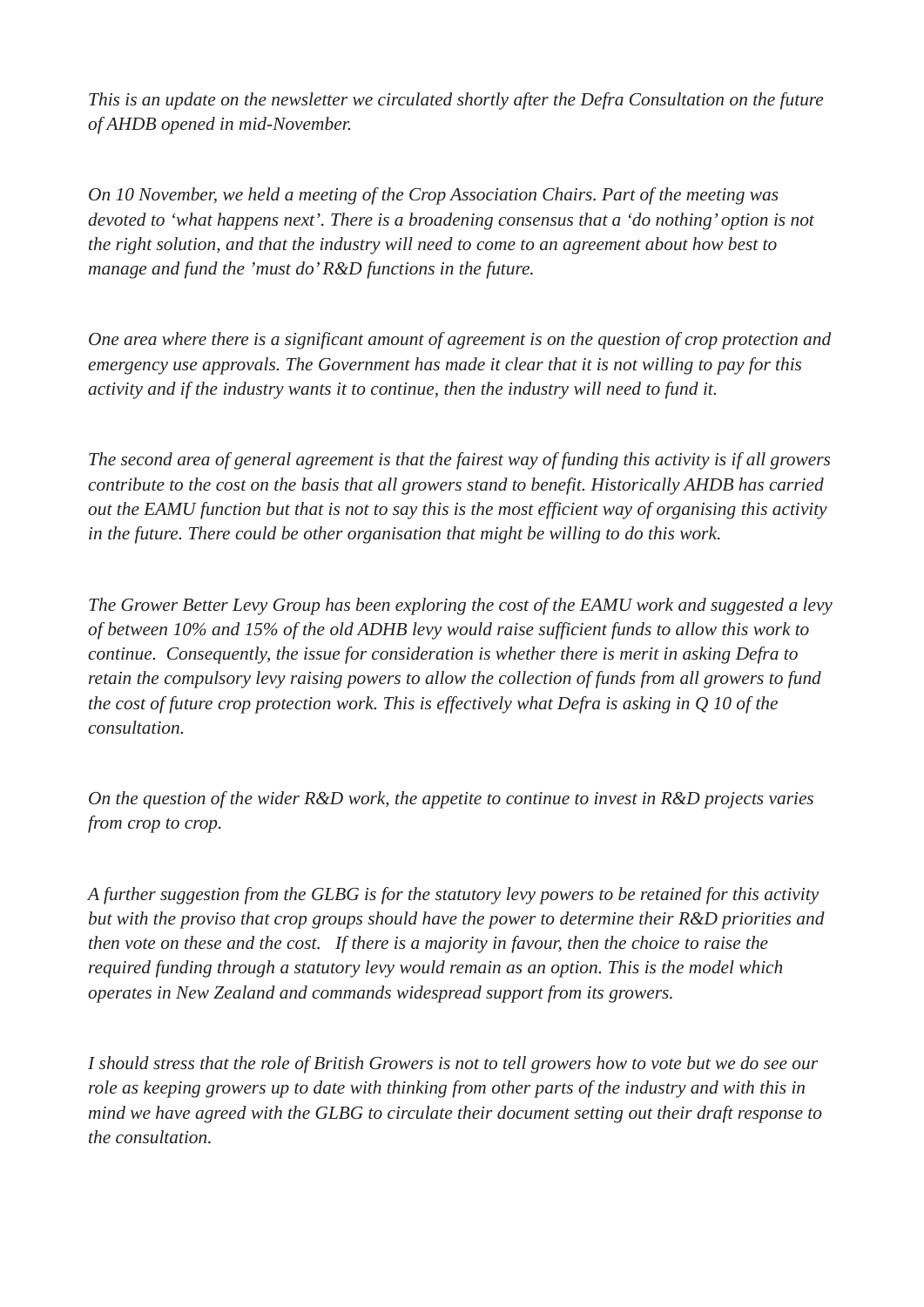*This is an update on the newsletter we circulated shortly after the Defra Consultation on the future of AHDB opened in mid-November.*

*On 10 November, we held a meeting of the Crop Association Chairs. Part of the meeting was devoted to 'what happens next'. There is a broadening consensus that a 'do nothing' option is not the right solution, and that the industry will need to come to an agreement about how best to manage and fund the 'must do' R&D functions in the future.*

*One area where there is a significant amount of agreement is on the question of crop protection and emergency use approvals. The Government has made it clear that it is not willing to pay for this activity and if the industry wants it to continue, then the industry will need to fund it.*

*The second area of general agreement is that the fairest way of funding this activity is if all growers contribute to the cost on the basis that all growers stand to benefit. Historically AHDB has carried out the EAMU function but that is not to say this is the most efficient way of organising this activity in the future. There could be other organisation that might be willing to do this work.*

*The Grower Better Levy Group has been exploring the cost of the EAMU work and suggested a levy of between 10% and 15% of the old ADHB levy would raise sufficient funds to allow this work to continue.  Consequently, the issue for consideration is whether there is merit in asking Defra to retain the compulsory levy raising powers to allow the collection of funds from all growers to fund the cost of future crop protection work. This is effectively what Defra is asking in Q 10 of the consultation.*

*On the question of the wider R&D work, the appetite to continue to invest in R&D projects varies from crop to crop.*

*A further suggestion from the GLBG is for the statutory levy powers to be retained for this activity but with the proviso that crop groups should have the power to determine their R&D priorities and then vote on these and the cost.   If there is a majority in favour, then the choice to raise the required funding through a statutory levy would remain as an option. This is the model which operates in New Zealand and commands widespread support from its growers.*

*I should stress that the role of British Growers is not to tell growers how to vote but we do see our role as keeping growers up to date with thinking from other parts of the industry and with this in mind we have agreed with the GLBG to circulate their document setting out their draft response to the consultation.*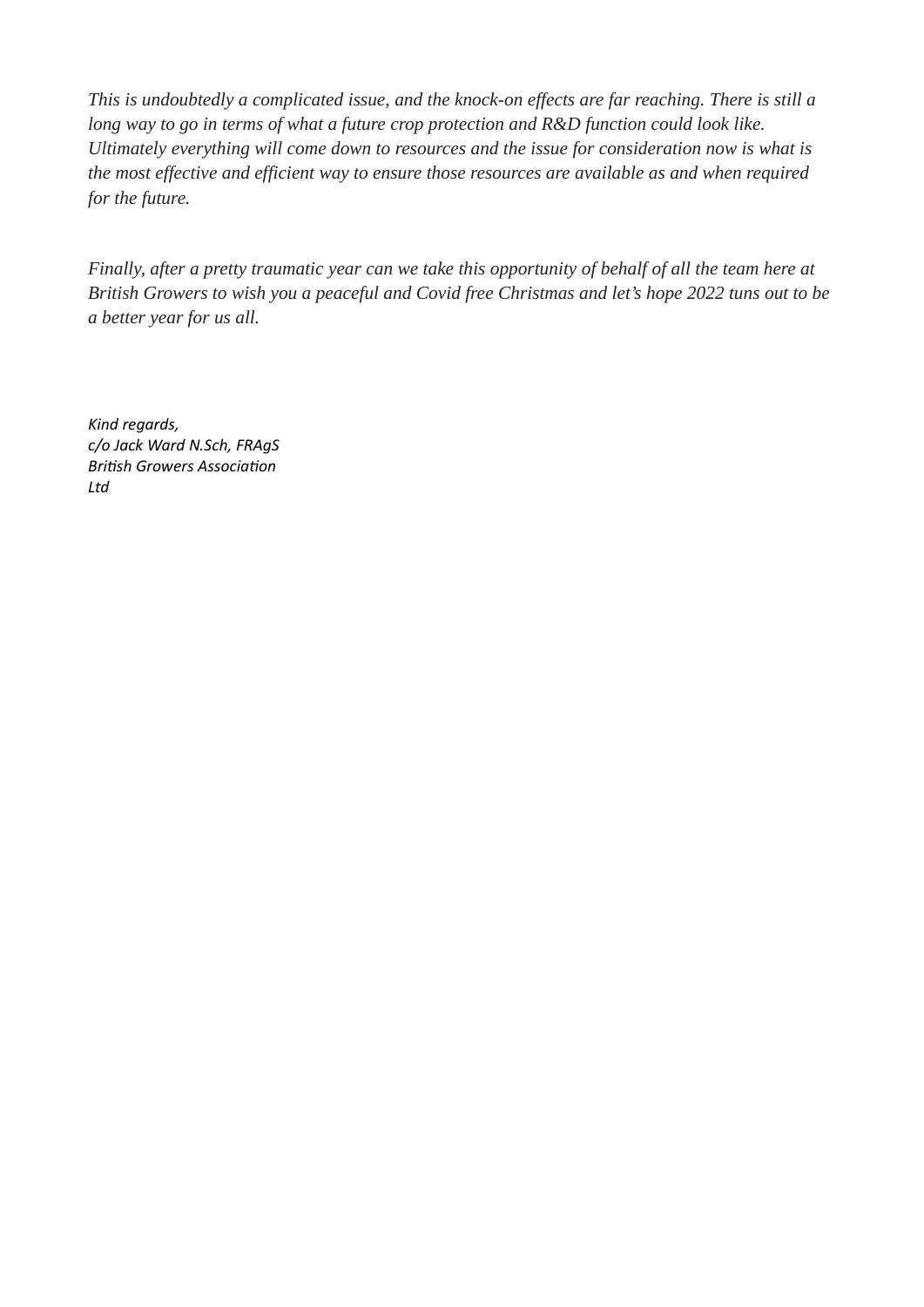*This is undoubtedly a complicated issue, and the knock-on effects are far reaching. There is still a long way to go in terms of what a future crop protection and R&D function could look like. Ultimately everything will come down to resources and the issue for consideration now is what is the most effective and efficient way to ensure those resources are available as and when required for the future.*

*Finally, after a pretty traumatic year can we take this opportunity of behalf of all the team here at British Growers to wish you a peaceful and Covid free Christmas and let's hope 2022 tuns out to be a better year for us all.*

*Kind regards,*
*c/o Jack Ward N.Sch, FRAgS*
*British Growers Association Ltd*